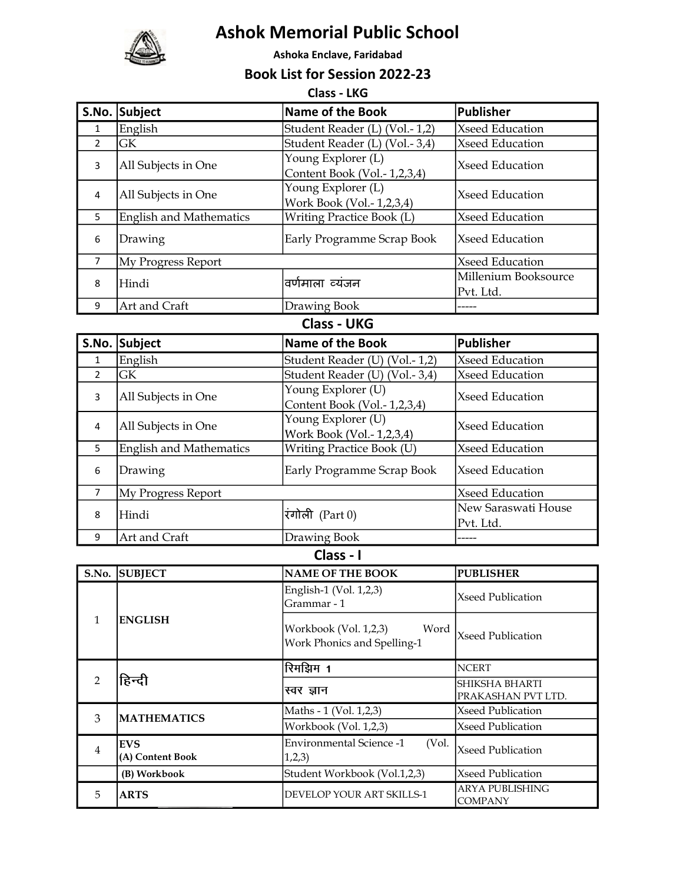# Ashok Memorial Public School

**Ashoka Enclave, Faridabad**

## Book List for Session 2022-23

### Class - LKG

| S.No. | Subject | Name of the Book | Publisher |
|---|---|---|---|
| 1 | English | Student Reader (L) (Vol.- 1,2) | Xseed Education |
| 2 | GK | Student Reader (L) (Vol.- 3,4) | Xseed Education |
| 3 | All Subjects in One | Young Explorer (L) Content Book (Vol.- 1,2,3,4) | Xseed Education |
| 4 | All Subjects in One | Young Explorer (L) Work Book (Vol.- 1,2,3,4) | Xseed Education |
| 5 | English and Mathematics | Writing Practice Book (L) | Xseed Education |
| 6 | Drawing | Early Programme Scrap Book | Xseed Education |
| 7 | My Progress Report | | Xseed Education |
| 8 | Hindi | वर्णमाला व्यंजन | Millenium Booksource Pvt. Ltd. |
| 9 | Art and Craft | Drawing Book | ----- |

### Class - UKG

| S.No. | Subject | Name of the Book | Publisher |
|---|---|---|---|
| 1 | English | Student Reader (U) (Vol.- 1,2) | Xseed Education |
| 2 | GK | Student Reader (U) (Vol.- 3,4) | Xseed Education |
| 3 | All Subjects in One | Young Explorer (U) Content Book (Vol.- 1,2,3,4) | Xseed Education |
| 4 | All Subjects in One | Young Explorer (U) Work Book (Vol.- 1,2,3,4) | Xseed Education |
| 5 | English and Mathematics | Writing Practice Book (U) | Xseed Education |
| 6 | Drawing | Early Programme Scrap Book | Xseed Education |
| 7 | My Progress Report | | Xseed Education |
| 8 | Hindi | रंगोली (Part 0) | New Saraswati House Pvt. Ltd. |
| 9 | Art and Craft | Drawing Book | ----- |

### Class - I

| S.No. | SUBJECT | NAME OF THE BOOK | PUBLISHER |
|---|---|---|---|
| 1 | **ENGLISH** | English-1 (Vol. 1,2,3) Grammar - 1 | Xseed Publication |
| | | Workbook (Vol. 1,2,3) Word Work Phonics and Spelling-1 | Xseed Publication |
| 2 | हिन्दी | रिमझिम 1 | NCERT |
| | | स्वर ज्ञान | SHIKSHA BHARTI PRAKASHAN PVT LTD. |
| 3 | **MATHEMATICS** | Maths - 1 (Vol. 1,2,3) | Xseed Publication |
| | | Workbook (Vol. 1,2,3) | Xseed Publication |
| 4 | **EVS** **(A) Content Book** | Environmental Science -1 (Vol. 1,2,3) | Xseed Publication |
| | **(B) Workbook** | Student Workbook (Vol.1,2,3) | Xseed Publication |
| 5 | **ARTS** | DEVELOP YOUR ART SKILLS-1 | ARYA PUBLISHING COMPANY |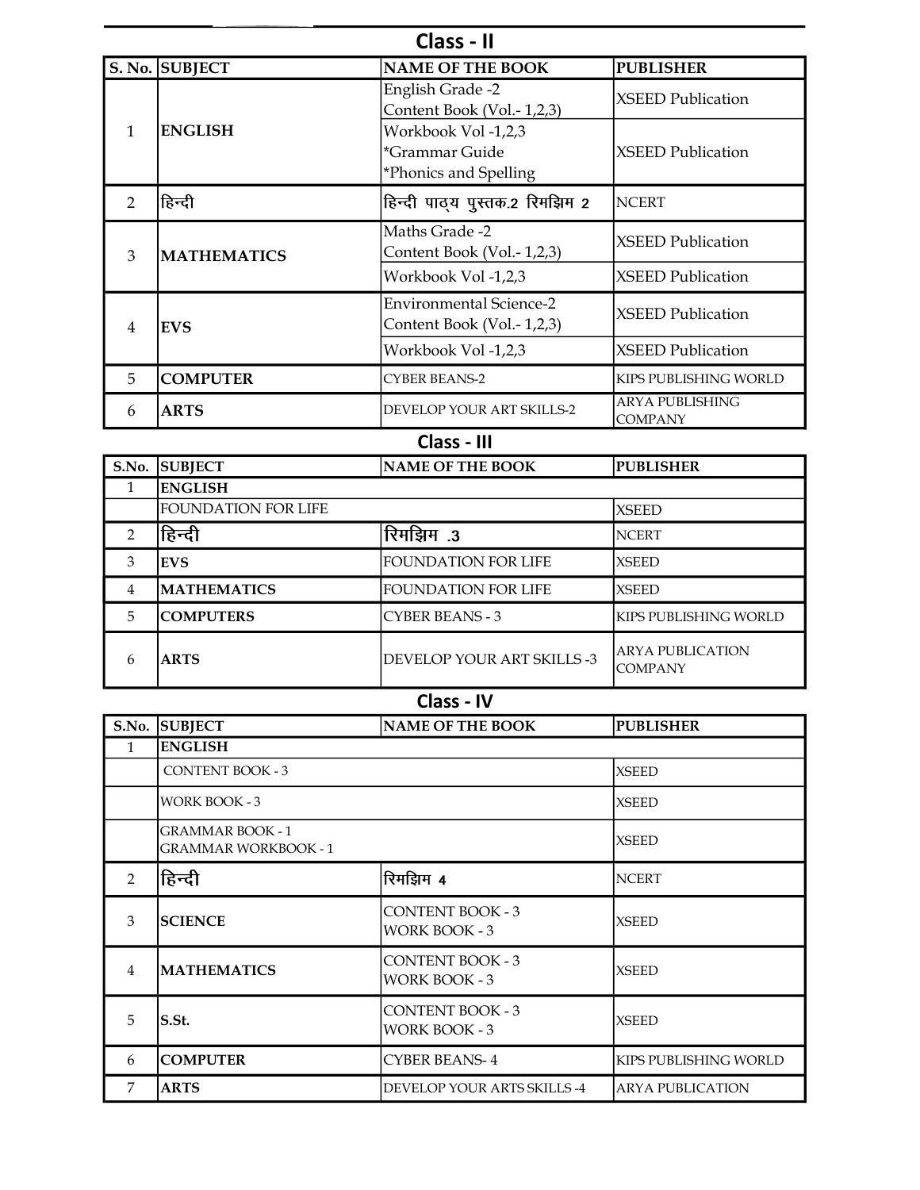## Class - II

| S. No. | SUBJECT | NAME OF THE BOOK | PUBLISHER |
|---|---|---|---|
| 1 | ENGLISH | English Grade -2<br>Content Book (Vol.- 1,2,3) | XSEED Publication |
| | | Workbook Vol -1,2,3<br>*Grammar Guide<br>*Phonics and Spelling | XSEED Publication |
| 2 | हिन्दी | हिन्दी पाठ्य पुस्तक.2 रिमझिम 2 | NCERT |
| 3 | MATHEMATICS | Maths Grade -2<br>Content Book (Vol.- 1,2,3) | XSEED Publication |
| | | Workbook Vol -1,2,3 | XSEED Publication |
| 4 | EVS | Environmental Science-2<br>Content Book (Vol.- 1,2,3) | XSEED Publication |
| | | Workbook Vol -1,2,3 | XSEED Publication |
| 5 | COMPUTER | CYBER BEANS-2 | KIPS PUBLISHING WORLD |
| 6 | ARTS | DEVELOP YOUR ART SKILLS-2 | ARYA PUBLISHING COMPANY |

## Class - III

| S.No. | SUBJECT | NAME OF THE BOOK | PUBLISHER |
|---|---|---|---|
| 1 | ENGLISH | | |
| | FOUNDATION FOR LIFE | | XSEED |
| 2 | हिन्दी | रिमझिम .3 | NCERT |
| 3 | EVS | FOUNDATION FOR LIFE | XSEED |
| 4 | MATHEMATICS | FOUNDATION FOR LIFE | XSEED |
| 5 | COMPUTERS | CYBER BEANS - 3 | KIPS PUBLISHING WORLD |
| 6 | ARTS | DEVELOP YOUR ART SKILLS -3 | ARYA PUBLICATION COMPANY |

## Class - IV

| S.No. | SUBJECT | NAME OF THE BOOK | PUBLISHER |
|---|---|---|---|
| 1 | ENGLISH | | |
| | CONTENT BOOK - 3 | | XSEED |
| | WORK BOOK - 3 | | XSEED |
| | GRAMMAR BOOK - 1<br>GRAMMAR WORKBOOK - 1 | | XSEED |
| 2 | हिन्दी | रिमझिम 4 | NCERT |
| 3 | SCIENCE | CONTENT BOOK - 3<br>WORK BOOK - 3 | XSEED |
| 4 | MATHEMATICS | CONTENT BOOK - 3<br>WORK BOOK - 3 | XSEED |
| 5 | S.St. | CONTENT BOOK - 3<br>WORK BOOK - 3 | XSEED |
| 6 | COMPUTER | CYBER BEANS- 4 | KIPS PUBLISHING WORLD |
| 7 | ARTS | DEVELOP YOUR ARTS SKILLS -4 | ARYA PUBLICATION |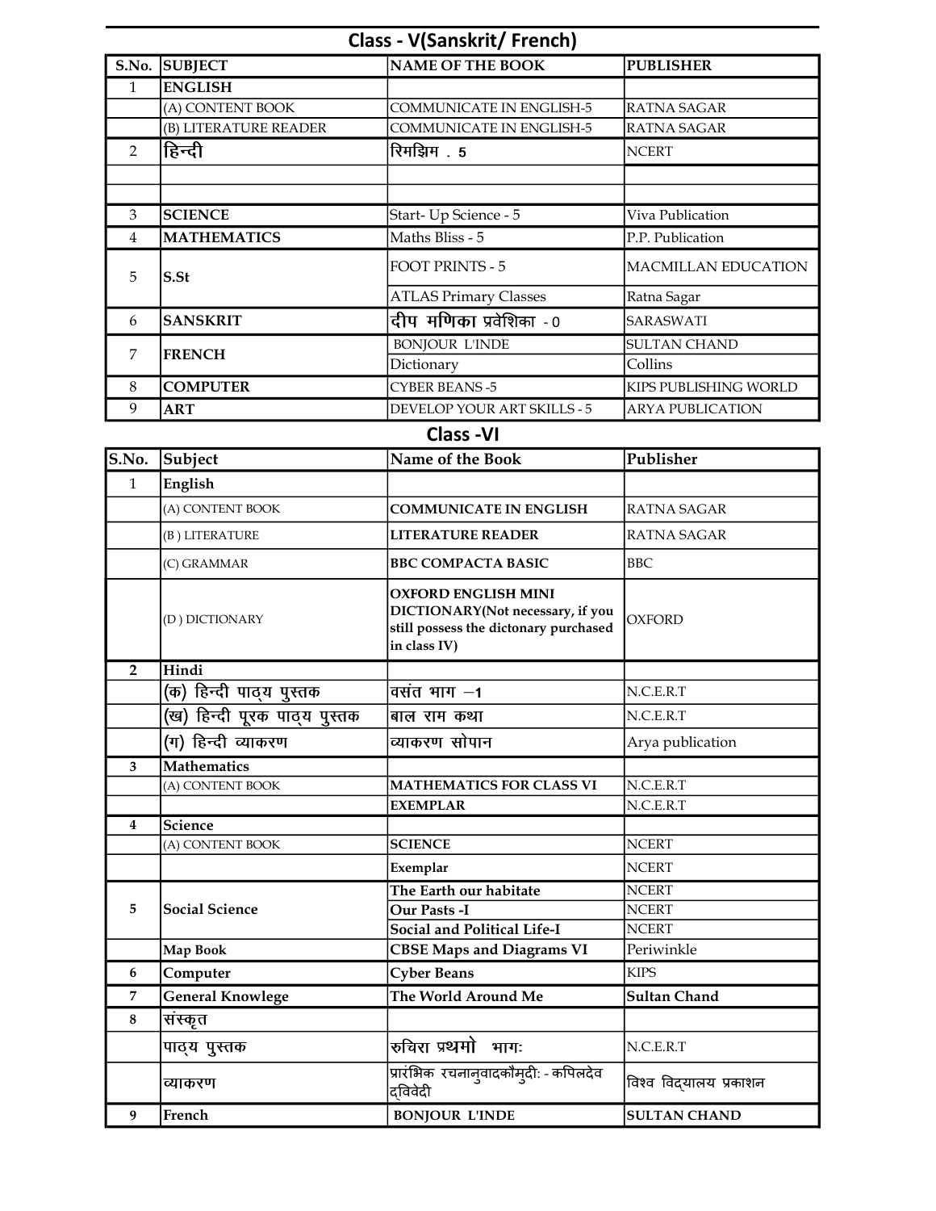## Class - V(Sanskrit/ French)

| S.No. | SUBJECT | NAME OF THE BOOK | PUBLISHER |
|---|---|---|---|
| 1 | **ENGLISH** | | |
| | (A) CONTENT BOOK | COMMUNICATE IN ENGLISH-5 | RATNA SAGAR |
| | (B) LITERATURE READER | COMMUNICATE IN ENGLISH-5 | RATNA SAGAR |
| 2 | हिन्दी | रिमझिम . 5 | NCERT |
| | | | |
| | | | |
| 3 | **SCIENCE** | Start- Up Science - 5 | Viva Publication |
| 4 | **MATHEMATICS** | Maths Bliss - 5 | P.P. Publication |
| 5 | **S.St** | FOOT PRINTS - 5 | MACMILLAN EDUCATION |
| | | ATLAS Primary Classes | Ratna Sagar |
| 6 | **SANSKRIT** | दीप मणिका प्रवेशिका - 0 | SARASWATI |
| 7 | **FRENCH** | BONJOUR L'INDE | SULTAN CHAND |
| | | Dictionary | Collins |
| 8 | **COMPUTER** | CYBER BEANS -5 | KIPS PUBLISHING WORLD |
| 9 | **ART** | DEVELOP YOUR ART SKILLS - 5 | ARYA PUBLICATION |

## Class -VI

| S.No. | Subject | Name of the Book | Publisher |
|---|---|---|---|
| 1 | **English** | | |
| | (A) CONTENT BOOK | **COMMUNICATE IN ENGLISH** | RATNA SAGAR |
| | (B ) LITERATURE | **LITERATURE READER** | RATNA SAGAR |
| | (C) GRAMMAR | **BBC COMPACTA BASIC** | BBC |
| | (D ) DICTIONARY | **OXFORD ENGLISH MINI DICTIONARY(Not necessary, if you still possess the dictonary purchased in class IV)** | OXFORD |
| **2** | **Hindi** | | |
| | (क) हिन्दी पाठ्य पुस्तक | वसंत भाग –1 | N.C.E.R.T |
| | (ख) हिन्दी पूरक पाठ्य पुस्तक | बाल राम कथा | N.C.E.R.T |
| | (ग) हिन्दी व्याकरण | व्याकरण सोपान | Arya publication |
| **3** | **Mathematics** | | |
| | (A) CONTENT BOOK | **MATHEMATICS FOR CLASS VI** | N.C.E.R.T |
| | | **EXEMPLAR** | N.C.E.R.T |
| **4** | **Science** | | |
| | (A) CONTENT BOOK | **SCIENCE** | NCERT |
| | | **Exemplar** | NCERT |
| 5 | **Social Science** | **The Earth our habitate** | NCERT |
| | | **Our Pasts -I** | NCERT |
| | | **Social and Political Life-I** | NCERT |
| | **Map Book** | **CBSE Maps and Diagrams VI** | Periwinkle |
| **6** | **Computer** | **Cyber Beans** | KIPS |
| **7** | **General Knowlege** | **The World Around Me** | **Sultan Chand** |
| **8** | संस्कृत | | |
| | पाठ्य पुस्तक | रुचिरा प्रथमो भागः | N.C.E.R.T |
| | व्याकरण | प्रारंभिक रचनानुवादकौमुदी: - कपिलदेव द्विवेदी | विश्व विद्यालय प्रकाशन |
| **9** | **French** | **BONJOUR L'INDE** | **SULTAN CHAND** |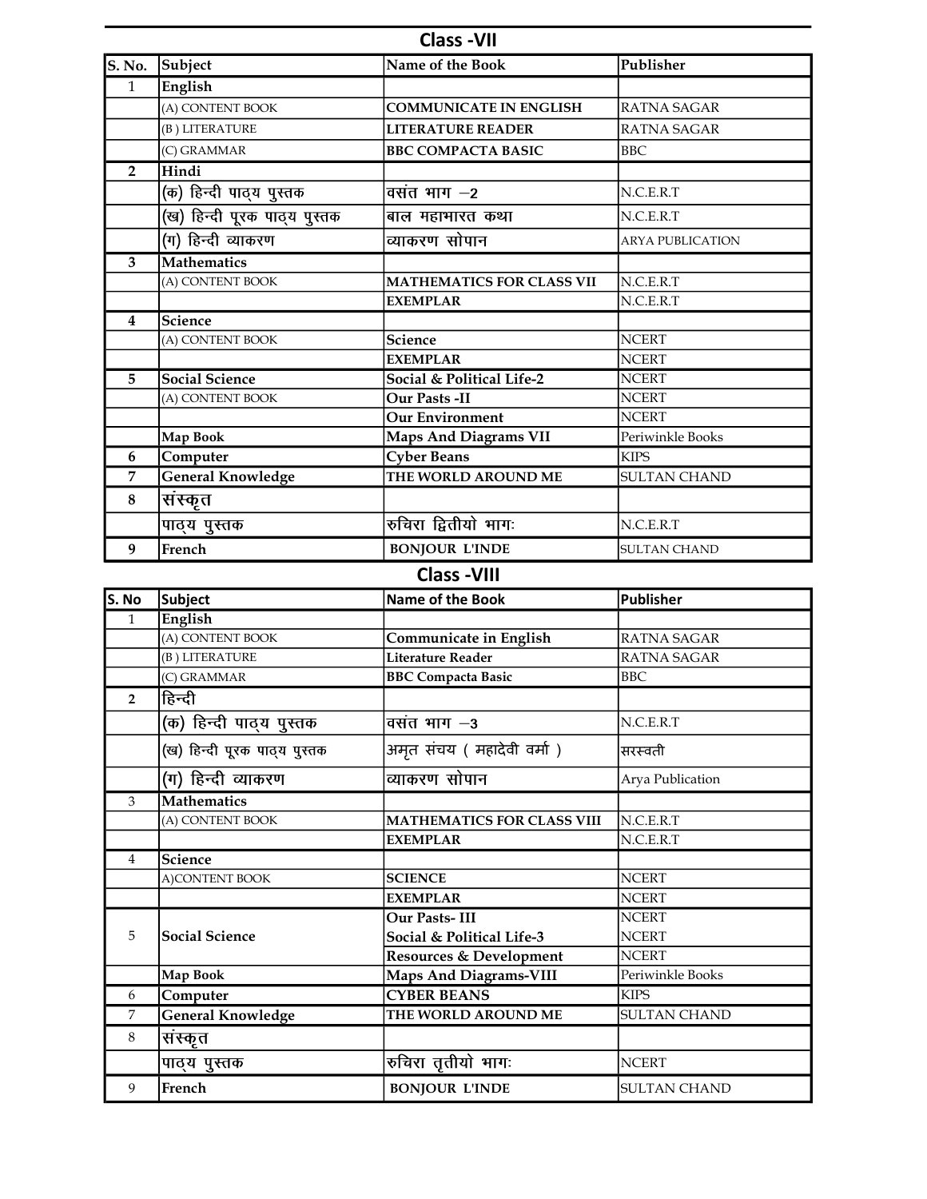## Class -VII

| S. No. | Subject | Name of the Book | Publisher |
|---|---|---|---|
| 1 | English | | |
| | (A) CONTENT BOOK | COMMUNICATE IN ENGLISH | RATNA SAGAR |
| | (B ) LITERATURE | LITERATURE READER | RATNA SAGAR |
| | (C) GRAMMAR | BBC COMPACTA BASIC | BBC |
| 2 | Hindi | | |
| | (क) हिन्दी पाठ्य पुस्तक | वसंत भाग –2 | N.C.E.R.T |
| | (ख) हिन्दी पूरक पाठ्य पुस्तक | बाल महाभारत कथा | N.C.E.R.T |
| | (ग) हिन्दी व्याकरण | व्याकरण सोपान | ARYA PUBLICATION |
| 3 | Mathematics | | |
| | (A) CONTENT BOOK | MATHEMATICS FOR CLASS VII | N.C.E.R.T |
| | | EXEMPLAR | N.C.E.R.T |
| 4 | Science | | |
| | (A) CONTENT BOOK | Science | NCERT |
| | | EXEMPLAR | NCERT |
| 5 | Social Science | Social & Political Life-2 | NCERT |
| | (A) CONTENT BOOK | Our Pasts -II | NCERT |
| | | Our Environment | NCERT |
| | Map Book | Maps And Diagrams VII | Periwinkle Books |
| 6 | Computer | Cyber Beans | KIPS |
| 7 | General Knowledge | THE WORLD AROUND ME | SULTAN CHAND |
| 8 | संस्कृत | | |
| | पाठ्य पुस्तक | रुचिरा द्वितीयो भागः | N.C.E.R.T |
| 9 | French | BONJOUR L'INDE | SULTAN CHAND |

## Class -VIII

| S. No | Subject | Name of the Book | Publisher |
|---|---|---|---|
| 1 | English | | |
| | (A) CONTENT BOOK | Communicate in English | RATNA SAGAR |
| | (B ) LITERATURE | Literature Reader | RATNA SAGAR |
| | (C) GRAMMAR | BBC Compacta Basic | BBC |
| 2 | हिन्दी | | |
| | (क) हिन्दी पाठ्य पुस्तक | वसंत भाग –3 | N.C.E.R.T |
| | (ख) हिन्दी पूरक पाठ्य पुस्तक | अमृत संचय ( महादेवी वर्मा ) | सरस्वती |
| | (ग) हिन्दी व्याकरण | व्याकरण सोपान | Arya Publication |
| 3 | Mathematics | | |
| | (A) CONTENT BOOK | MATHEMATICS FOR CLASS VIII | N.C.E.R.T |
| | | EXEMPLAR | N.C.E.R.T |
| 4 | Science | | |
| | A)CONTENT BOOK | SCIENCE | NCERT |
| | | EXEMPLAR | NCERT |
| 5 | Social Science | Our Pasts- III | NCERT |
| | | Social & Political Life-3 | NCERT |
| | | Resources & Development | NCERT |
| | Map Book | Maps And Diagrams-VIII | Periwinkle Books |
| 6 | Computer | CYBER BEANS | KIPS |
| 7 | General Knowledge | THE WORLD AROUND ME | SULTAN CHAND |
| 8 | संस्कृत | | |
| | पाठ्य पुस्तक | रुचिरा तृतीयो भागः | NCERT |
| 9 | French | BONJOUR L'INDE | SULTAN CHAND |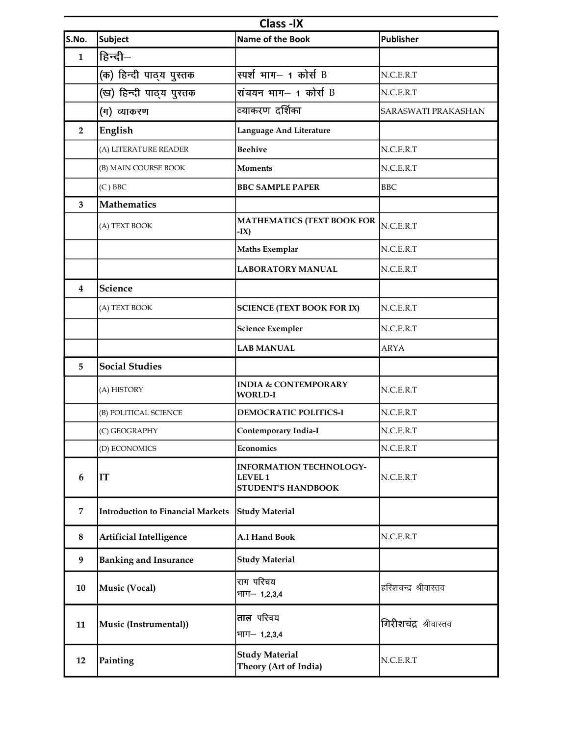## Class -IX

| S.No. | Subject | Name of the Book | Publisher |
|---|---|---|---|
| 1 | हिन्दी– | | |
| | (क) हिन्दी पाठ्य पुस्तक | स्पर्श भाग– 1 कोर्स B | N.C.E.R.T |
| | (ख) हिन्दी पाठ्य पुस्तक | संचयन भाग– 1 कोर्स B | N.C.E.R.T |
| | (ग) व्याकरण | व्याकरण दर्शिका | SARASWATI PRAKASHAN |
| 2 | English | Language And Literature | |
| | (A) LITERATURE READER | Beehive | N.C.E.R.T |
| | (B) MAIN COURSE BOOK | Moments | N.C.E.R.T |
| | (C ) BBC | BBC SAMPLE PAPER | BBC |
| 3 | Mathematics | | |
| | (A) TEXT BOOK | MATHEMATICS (TEXT BOOK FOR -IX) | N.C.E.R.T |
| | | Maths Exemplar | N.C.E.R.T |
| | | LABORATORY MANUAL | N.C.E.R.T |
| 4 | Science | | |
| | (A) TEXT BOOK | SCIENCE (TEXT BOOK FOR IX) | N.C.E.R.T |
| | | Science Exempler | N.C.E.R.T |
| | | LAB MANUAL | ARYA |
| 5 | Social Studies | | |
| | (A) HISTORY | INDIA & CONTEMPORARY WORLD-I | N.C.E.R.T |
| | (B) POLITICAL SCIENCE | DEMOCRATIC POLITICS-I | N.C.E.R.T |
| | (C) GEOGRAPHY | Contemporary India-I | N.C.E.R.T |
| | (D) ECONOMICS | Economics | N.C.E.R.T |
| 6 | IT | INFORMATION TECHNOLOGY-LEVEL 1 STUDENT'S HANDBOOK | N.C.E.R.T |
| 7 | Introduction to Financial Markets | Study Material | |
| 8 | Artificial Intelligence | A.I Hand Book | N.C.E.R.T |
| 9 | Banking and Insurance | Study Material | |
| 10 | Music (Vocal) | राग परिचय भाग– 1,2,3,4 | हरिशचन्द्र श्रीवास्तव |
| 11 | Music (Instrumental)) | ताल परिचय भाग– 1,2,3,4 | गिरीशचंद्र श्रीवास्तव |
| 12 | Painting | Study Material Theory (Art of India) | N.C.E.R.T |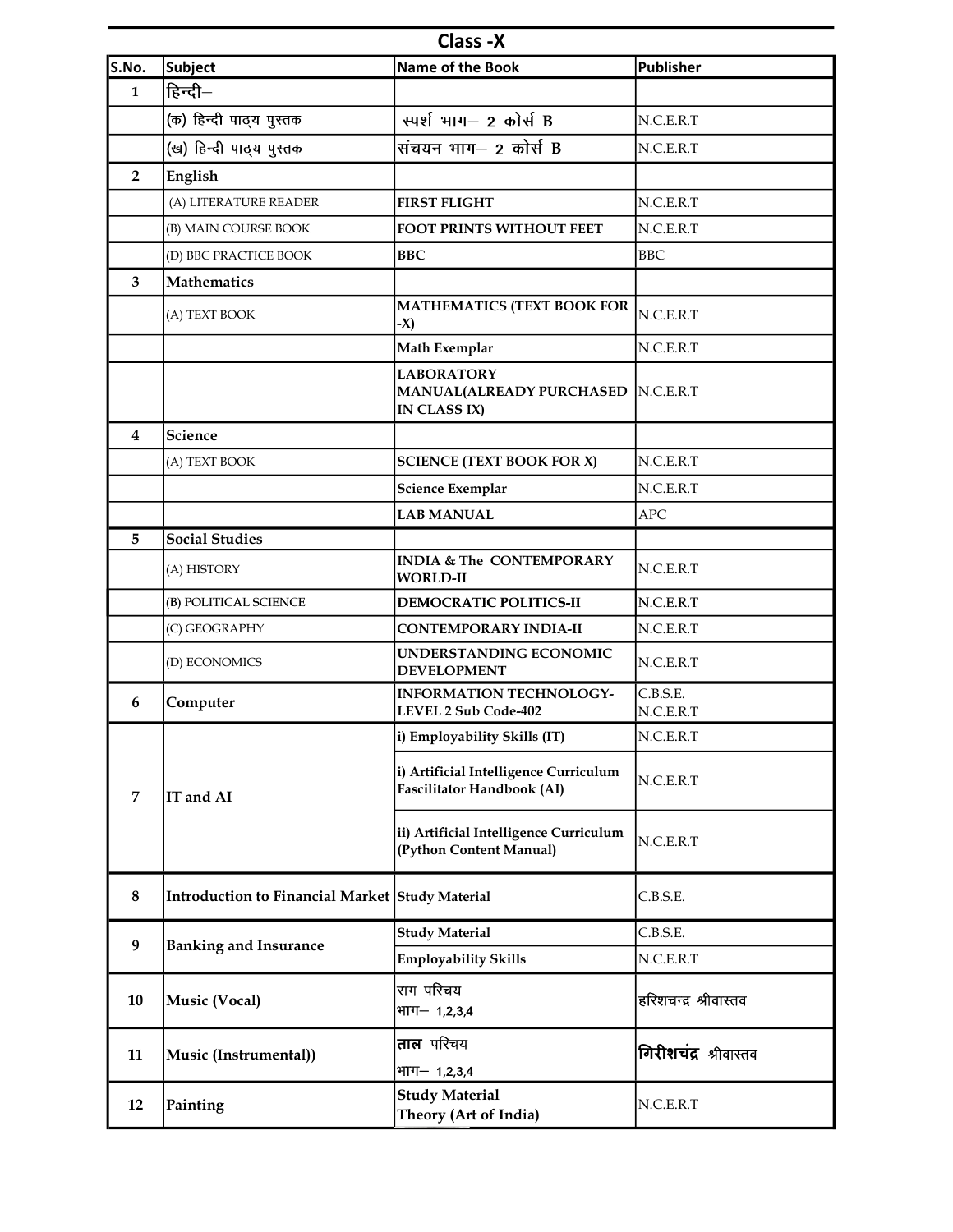## Class -X

| S.No. | Subject | Name of the Book | Publisher |
|---|---|---|---|
| 1 | हिन्दी– | | |
| | (क) हिन्दी पाठ्य पुस्तक | स्पर्श भाग– 2 कोर्स B | N.C.E.R.T |
| | (ख) हिन्दी पाठ्य पुस्तक | संचयन भाग– 2 कोर्स B | N.C.E.R.T |
| 2 | English | | |
| | (A) LITERATURE READER | **FIRST FLIGHT** | N.C.E.R.T |
| | (B) MAIN COURSE BOOK | **FOOT PRINTS WITHOUT FEET** | N.C.E.R.T |
| | (D) BBC PRACTICE BOOK | **BBC** | BBC |
| 3 | Mathematics | | |
| | (A) TEXT BOOK | **MATHEMATICS (TEXT BOOK FOR -X)** | N.C.E.R.T |
| | | **Math Exemplar** | N.C.E.R.T |
| | | **LABORATORY MANUAL(ALREADY PURCHASED IN CLASS IX)** | N.C.E.R.T |
| 4 | Science | | |
| | (A) TEXT BOOK | **SCIENCE (TEXT BOOK FOR X)** | N.C.E.R.T |
| | | **Science Exemplar** | N.C.E.R.T |
| | | **LAB MANUAL** | APC |
| 5 | Social Studies | | |
| | (A) HISTORY | **INDIA & The CONTEMPORARY WORLD-II** | N.C.E.R.T |
| | (B) POLITICAL SCIENCE | **DEMOCRATIC POLITICS-II** | N.C.E.R.T |
| | (C) GEOGRAPHY | **CONTEMPORARY INDIA-II** | N.C.E.R.T |
| | (D) ECONOMICS | **UNDERSTANDING ECONOMIC DEVELOPMENT** | N.C.E.R.T |
| 6 | Computer | **INFORMATION TECHNOLOGY-LEVEL 2 Sub Code-402** | C.B.S.E. N.C.E.R.T |
| 7 | IT and AI | **i) Employability Skills (IT)** | N.C.E.R.T |
| | | **i) Artificial Intelligence Curriculum Fascilitator Handbook (AI)** | N.C.E.R.T |
| | | **ii) Artificial Intelligence Curriculum (Python Content Manual)** | N.C.E.R.T |
| 8 | Introduction to Financial Market | **Study Material** | C.B.S.E. |
| 9 | Banking and Insurance | **Study Material** | C.B.S.E. |
| | | **Employability Skills** | N.C.E.R.T |
| 10 | Music (Vocal) | राग परिचय भाग– 1,2,3,4 | हरिशचन्द्र श्रीवास्तव |
| 11 | Music (Instrumental)) | **ताल** परिचय भाग– 1,2,3,4 | **गिरीशचंद्र** श्रीवास्तव |
| 12 | Painting | **Study Material Theory (Art of India)** | N.C.E.R.T |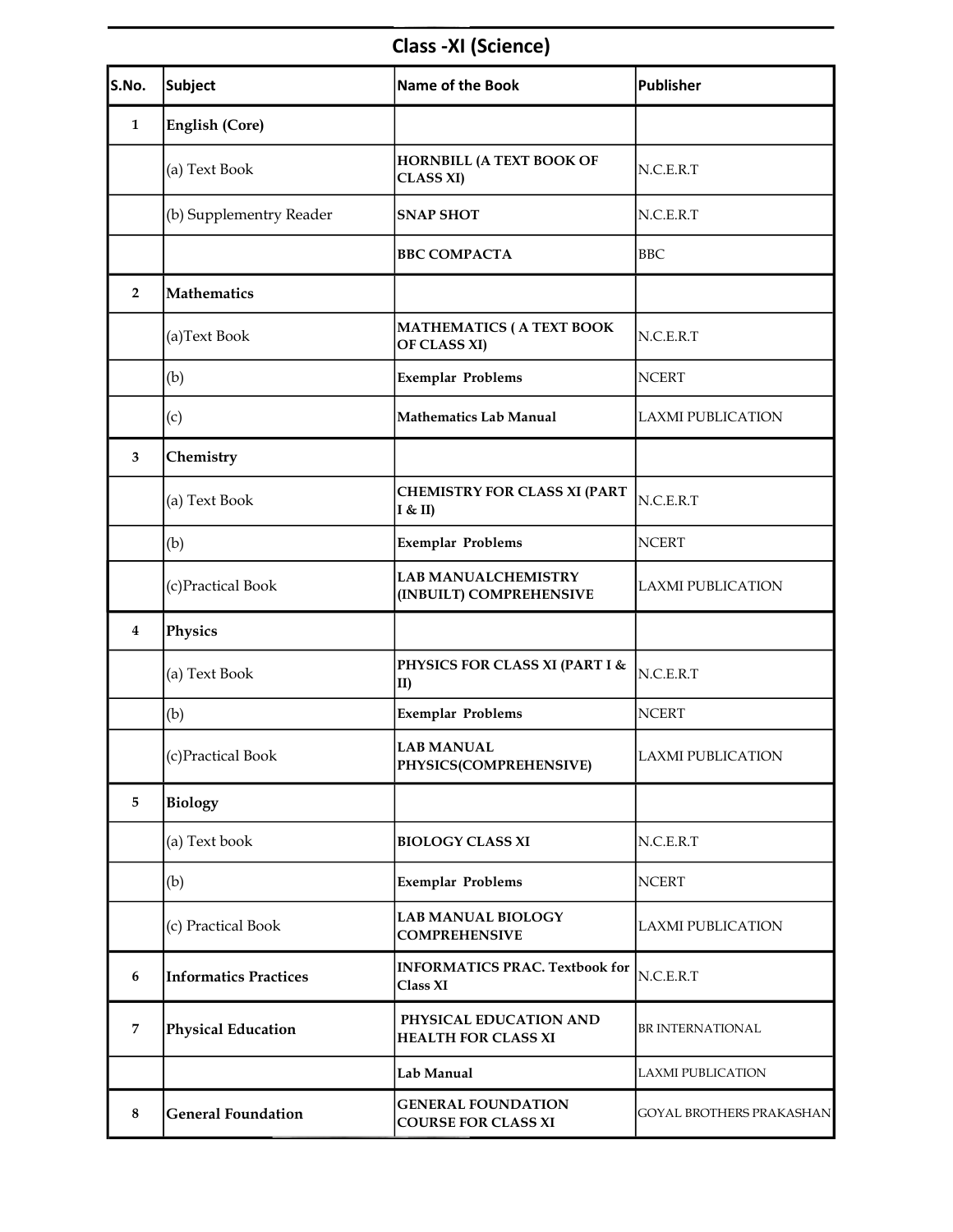## Class -XI (Science)

| S.No. | Subject | Name of the Book | Publisher |
|---|---|---|---|
| 1 | **English (Core)** | | |
| | (a) Text Book | **HORNBILL (A TEXT BOOK OF CLASS XI)** | N.C.E.R.T |
| | (b) Supplementry Reader | **SNAP SHOT** | N.C.E.R.T |
| | | **BBC COMPACTA** | BBC |
| 2 | **Mathematics** | | |
| | (a)Text Book | **MATHEMATICS ( A TEXT BOOK OF CLASS XI)** | N.C.E.R.T |
| | (b) | **Exemplar Problems** | NCERT |
| | (c) | **Mathematics Lab Manual** | LAXMI PUBLICATION |
| 3 | **Chemistry** | | |
| | (a) Text Book | **CHEMISTRY FOR CLASS XI (PART I & II)** | N.C.E.R.T |
| | (b) | **Exemplar Problems** | NCERT |
| | (c)Practical Book | **LAB MANUALCHEMISTRY (INBUILT) COMPREHENSIVE** | LAXMI PUBLICATION |
| 4 | **Physics** | | |
| | (a) Text Book | **PHYSICS FOR CLASS XI (PART I & II)** | N.C.E.R.T |
| | (b) | **Exemplar Problems** | NCERT |
| | (c)Practical Book | **LAB MANUAL PHYSICS(COMPREHENSIVE)** | LAXMI PUBLICATION |
| 5 | **Biology** | | |
| | (a) Text book | **BIOLOGY CLASS XI** | N.C.E.R.T |
| | (b) | **Exemplar Problems** | NCERT |
| | (c) Practical Book | **LAB MANUAL BIOLOGY COMPREHENSIVE** | LAXMI PUBLICATION |
| 6 | **Informatics Practices** | **INFORMATICS PRAC. Textbook for Class XI** | N.C.E.R.T |
| 7 | **Physical Education** | **PHYSICAL EDUCATION AND HEALTH FOR CLASS XI** | BR INTERNATIONAL |
| | | **Lab Manual** | LAXMI PUBLICATION |
| 8 | **General Foundation** | **GENERAL FOUNDATION COURSE FOR CLASS XI** | GOYAL BROTHERS PRAKASHAN |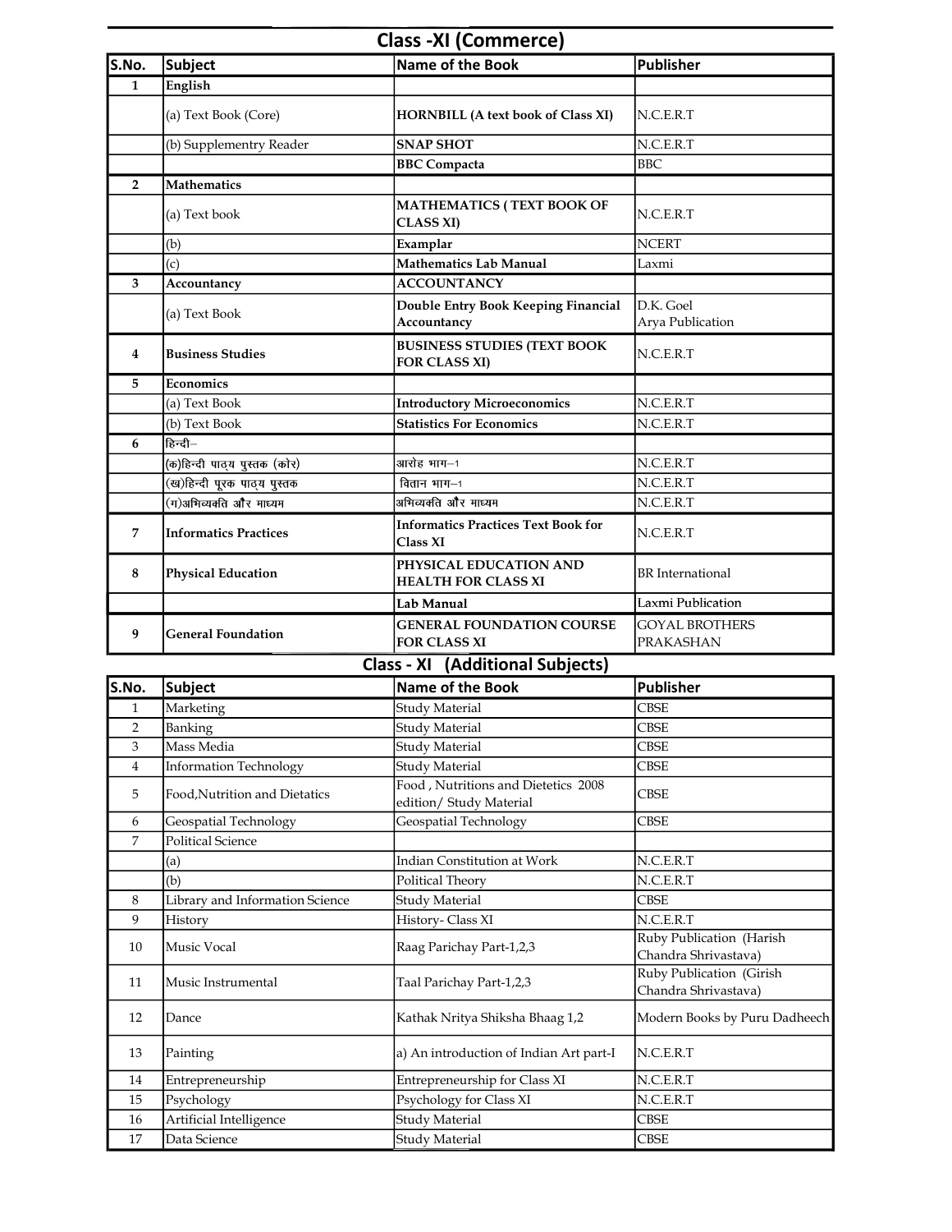## Class -XI (Commerce)

| S.No. | Subject | Name of the Book | Publisher |
|---|---|---|---|
| 1 | **English** | | |
| | (a) Text Book (Core) | **HORNBILL (A text book of Class XI)** | N.C.E.R.T |
| | (b) Supplementry Reader | **SNAP SHOT** | N.C.E.R.T |
| | | **BBC Compacta** | BBC |
| 2 | **Mathematics** | | |
| | (a) Text book | **MATHEMATICS ( TEXT BOOK OF CLASS XI)** | N.C.E.R.T |
| | (b) | **Examplar** | NCERT |
| | (c) | **Mathematics Lab Manual** | Laxmi |
| 3 | **Accountancy** | **ACCOUNTANCY** | |
| | (a) Text Book | **Double Entry Book Keeping Financial Accountancy** | D.K. Goel Arya Publication |
| 4 | **Business Studies** | **BUSINESS STUDIES (TEXT BOOK FOR CLASS XI)** | N.C.E.R.T |
| 5 | **Economics** | | |
| | (a) Text Book | **Introductory Microeconomics** | N.C.E.R.T |
| | (b) Text Book | **Statistics For Economics** | N.C.E.R.T |
| 6 | हिन्दी– | | |
| | (क)हिन्दी पाठ्य पुस्तक (कोर) | आरोह भाग–1 | N.C.E.R.T |
| | (ख)हिन्दी पूरक पाठ्य पुस्तक | वितान भाग–1 | N.C.E.R.T |
| | (ग)अभिव्यक्ति और माध्यम | अभिव्यक्ति और माध्यम | N.C.E.R.T |
| 7 | **Informatics Practices** | **Informatics Practices Text Book for Class XI** | N.C.E.R.T |
| 8 | **Physical Education** | **PHYSICAL EDUCATION AND HEALTH FOR CLASS XI** | BR International |
| | | **Lab Manual** | Laxmi Publication |
| 9 | **General Foundation** | **GENERAL FOUNDATION COURSE FOR CLASS XI** | GOYAL BROTHERS PRAKASHAN |

## Class - XI (Additional Subjects)

| S.No. | Subject | Name of the Book | Publisher |
|---|---|---|---|
| 1 | Marketing | Study Material | CBSE |
| 2 | Banking | Study Material | CBSE |
| 3 | Mass Media | Study Material | CBSE |
| 4 | Information Technology | Study Material | CBSE |
| 5 | Food,Nutrition and Dietatics | Food , Nutritions and Dietetics 2008 edition/ Study Material | CBSE |
| 6 | Geospatial Technology | Geospatial Technology | CBSE |
| 7 | Political Science | | |
| | (a) | Indian Constitution at Work | N.C.E.R.T |
| | (b) | Political Theory | N.C.E.R.T |
| 8 | Library and Information Science | Study Material | CBSE |
| 9 | History | History- Class XI | N.C.E.R.T |
| 10 | Music Vocal | Raag Parichay Part-1,2,3 | Ruby Publication (Harish Chandra Shrivastava) |
| 11 | Music Instrumental | Taal Parichay Part-1,2,3 | Ruby Publication (Girish Chandra Shrivastava) |
| 12 | Dance | Kathak Nritya Shiksha Bhaag 1,2 | Modern Books by Puru Dadheech |
| 13 | Painting | a) An introduction of Indian Art part-I | N.C.E.R.T |
| 14 | Entrepreneurship | Entrepreneurship for Class XI | N.C.E.R.T |
| 15 | Psychology | Psychology for Class XI | N.C.E.R.T |
| 16 | Artificial Intelligence | Study Material | CBSE |
| 17 | Data Science | Study Material | CBSE |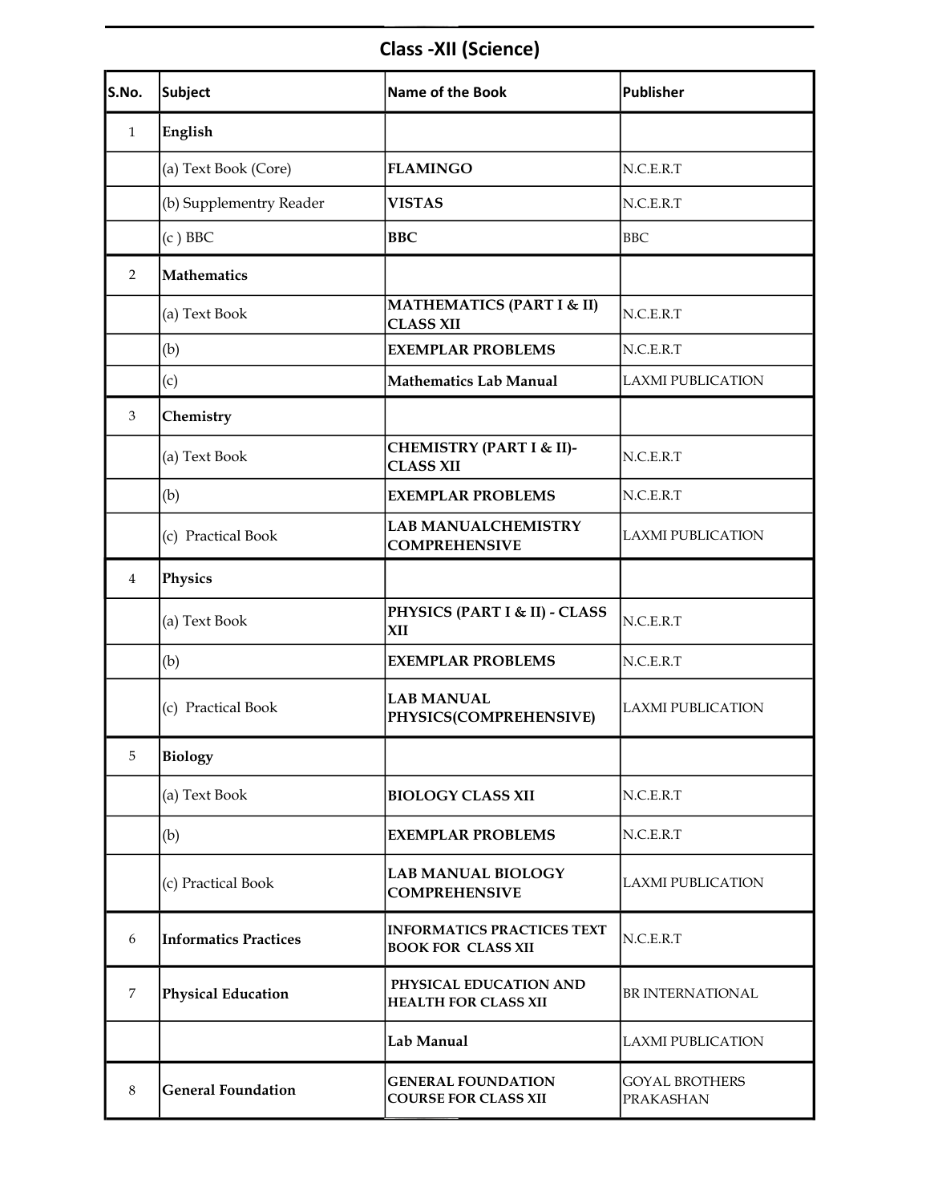## Class -XII (Science)

| S.No. | Subject | Name of the Book | Publisher |
|---|---|---|---|
| 1 | **English** | | |
| | (a) Text Book (Core) | **FLAMINGO** | N.C.E.R.T |
| | (b) Supplementry Reader | **VISTAS** | N.C.E.R.T |
| | (c ) BBC | **BBC** | BBC |
| 2 | **Mathematics** | | |
| | (a) Text Book | **MATHEMATICS (PART I & II) CLASS XII** | N.C.E.R.T |
| | (b) | **EXEMPLAR PROBLEMS** | N.C.E.R.T |
| | (c) | **Mathematics Lab Manual** | LAXMI PUBLICATION |
| 3 | **Chemistry** | | |
| | (a) Text Book | **CHEMISTRY (PART I & II)- CLASS XII** | N.C.E.R.T |
| | (b) | **EXEMPLAR PROBLEMS** | N.C.E.R.T |
| | (c) Practical Book | **LAB MANUALCHEMISTRY COMPREHENSIVE** | LAXMI PUBLICATION |
| 4 | **Physics** | | |
| | (a) Text Book | **PHYSICS (PART I & II) - CLASS XII** | N.C.E.R.T |
| | (b) | **EXEMPLAR PROBLEMS** | N.C.E.R.T |
| | (c) Practical Book | **LAB MANUAL PHYSICS(COMPREHENSIVE)** | LAXMI PUBLICATION |
| 5 | **Biology** | | |
| | (a) Text Book | **BIOLOGY CLASS XII** | N.C.E.R.T |
| | (b) | **EXEMPLAR PROBLEMS** | N.C.E.R.T |
| | (c) Practical Book | **LAB MANUAL BIOLOGY COMPREHENSIVE** | LAXMI PUBLICATION |
| 6 | **Informatics Practices** | **INFORMATICS PRACTICES TEXT BOOK FOR CLASS XII** | N.C.E.R.T |
| 7 | **Physical Education** | **PHYSICAL EDUCATION AND HEALTH FOR CLASS XII** | BR INTERNATIONAL |
| | | **Lab Manual** | LAXMI PUBLICATION |
| 8 | **General Foundation** | **GENERAL FOUNDATION COURSE FOR CLASS XII** | GOYAL BROTHERS PRAKASHAN |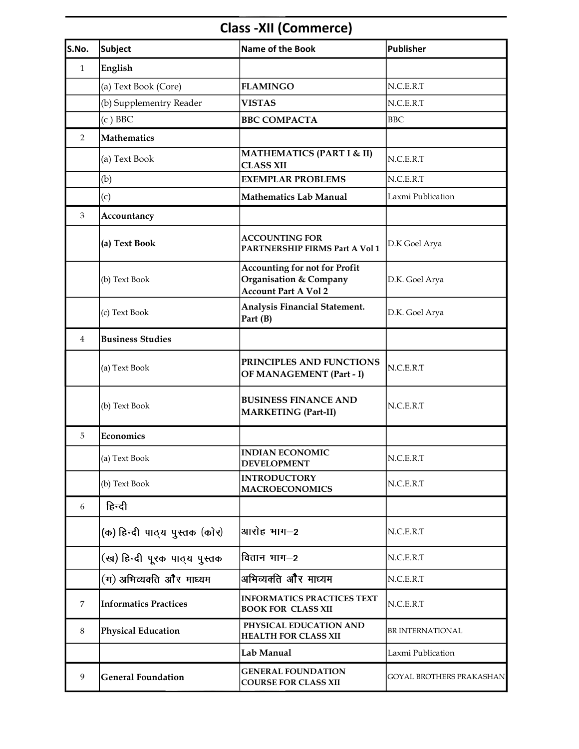# Class -XII (Commerce)

| S.No. | Subject | Name of the Book | Publisher |
|---|---|---|---|
| 1 | **English** | | |
| | (a) Text Book (Core) | **FLAMINGO** | N.C.E.R.T |
| | (b) Supplementry Reader | **VISTAS** | N.C.E.R.T |
| | (c ) BBC | **BBC COMPACTA** | BBC |
| 2 | **Mathematics** | | |
| | (a) Text Book | **MATHEMATICS (PART I & II) CLASS XII** | N.C.E.R.T |
| | (b) | **EXEMPLAR PROBLEMS** | N.C.E.R.T |
| | (c) | **Mathematics Lab Manual** | Laxmi Publication |
| 3 | **Accountancy** | | |
| | **(a) Text Book** | **ACCOUNTING FOR PARTNERSHIP FIRMS Part A Vol 1** | D.K Goel Arya |
| | (b) Text Book | **Accounting for not for Profit Organisation & Company Account Part A Vol 2** | D.K. Goel Arya |
| | (c) Text Book | **Analysis Financial Statement. Part (B)** | D.K. Goel Arya |
| 4 | **Business Studies** | | |
| | (a) Text Book | **PRINCIPLES AND FUNCTIONS OF MANAGEMENT (Part - I)** | N.C.E.R.T |
| | (b) Text Book | **BUSINESS FINANCE AND MARKETING (Part-II)** | N.C.E.R.T |
| 5 | **Economics** | | |
| | (a) Text Book | **INDIAN ECONOMIC DEVELOPMENT** | N.C.E.R.T |
| | (b) Text Book | **INTRODUCTORY MACROECONOMICS** | N.C.E.R.T |
| 6 | हिन्दी | | |
| | (क) हिन्दी पाठ्य पुस्तक (कोर) | आरोह भाग–2 | N.C.E.R.T |
| | (ख) हिन्दी पूरक पाठ्य पुस्तक | वितान भाग–2 | N.C.E.R.T |
| | (ग) अभिव्यक्ति और माध्यम | अभिव्यक्ति और माध्यम | N.C.E.R.T |
| 7 | **Informatics Practices** | **INFORMATICS PRACTICES TEXT BOOK FOR CLASS XII** | N.C.E.R.T |
| 8 | **Physical Education** | **PHYSICAL EDUCATION AND HEALTH FOR CLASS XII** | BR INTERNATIONAL |
| | | **Lab Manual** | Laxmi Publication |
| 9 | **General Foundation** | **GENERAL FOUNDATION COURSE FOR CLASS XII** | GOYAL BROTHERS PRAKASHAN |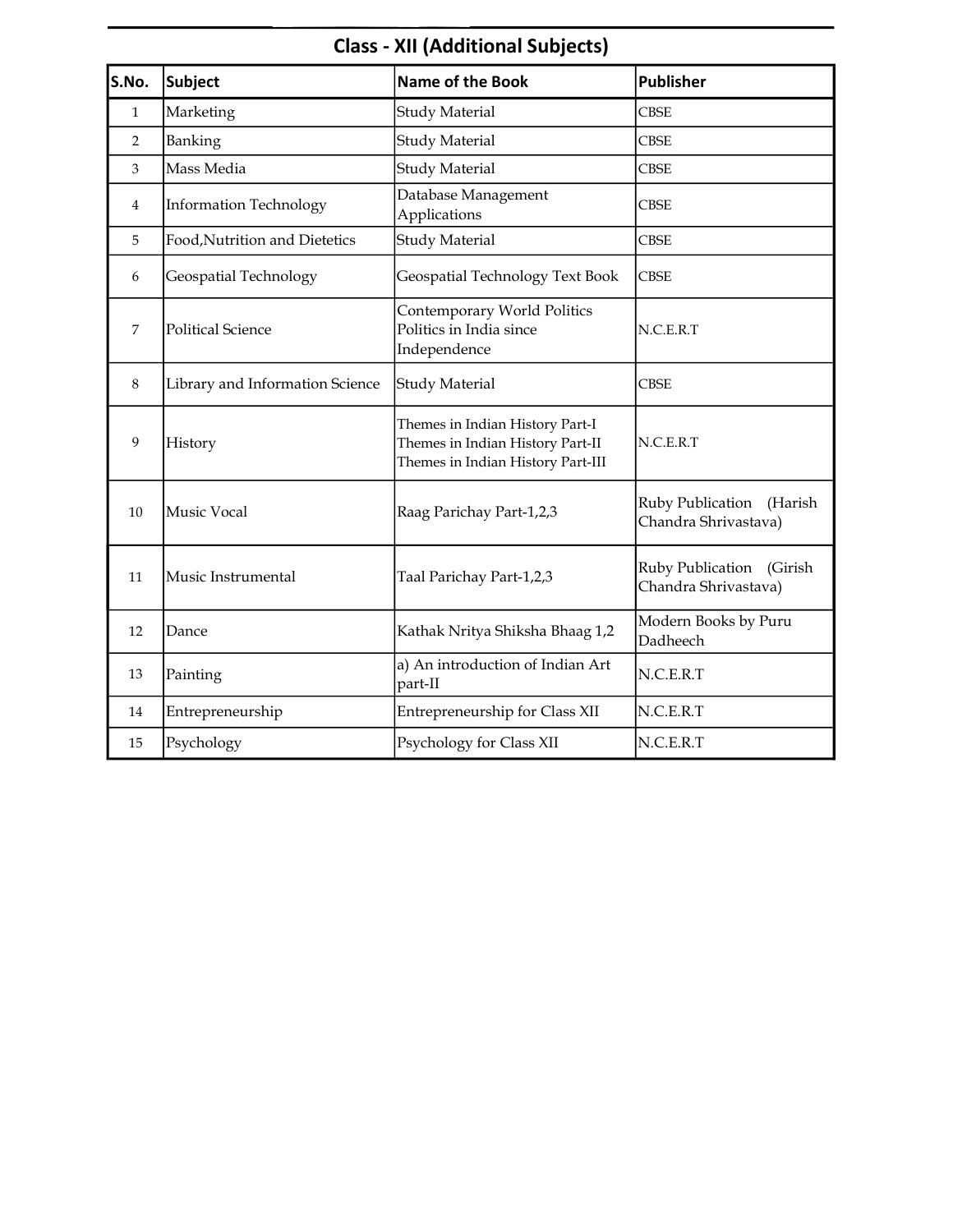## Class - XII (Additional Subjects)

| S.No. | Subject | Name of the Book | Publisher |
|---|---|---|---|
| 1 | Marketing | Study Material | CBSE |
| 2 | Banking | Study Material | CBSE |
| 3 | Mass Media | Study Material | CBSE |
| 4 | Information Technology | Database Management Applications | CBSE |
| 5 | Food,Nutrition and Dietetics | Study Material | CBSE |
| 6 | Geospatial Technology | Geospatial Technology Text Book | CBSE |
| 7 | Political Science | Contemporary World Politics<br>Politics in India since Independence | N.C.E.R.T |
| 8 | Library and Information Science | Study Material | CBSE |
| 9 | History | Themes in Indian History Part-I<br>Themes in Indian History Part-II<br>Themes in Indian History Part-III | N.C.E.R.T |
| 10 | Music Vocal | Raag Parichay Part-1,2,3 | Ruby Publication (Harish Chandra Shrivastava) |
| 11 | Music Instrumental | Taal Parichay Part-1,2,3 | Ruby Publication (Girish Chandra Shrivastava) |
| 12 | Dance | Kathak Nritya Shiksha Bhaag 1,2 | Modern Books by Puru Dadheech |
| 13 | Painting | a) An introduction of Indian Art part-II | N.C.E.R.T |
| 14 | Entrepreneurship | Entrepreneurship for Class XII | N.C.E.R.T |
| 15 | Psychology | Psychology for Class XII | N.C.E.R.T |